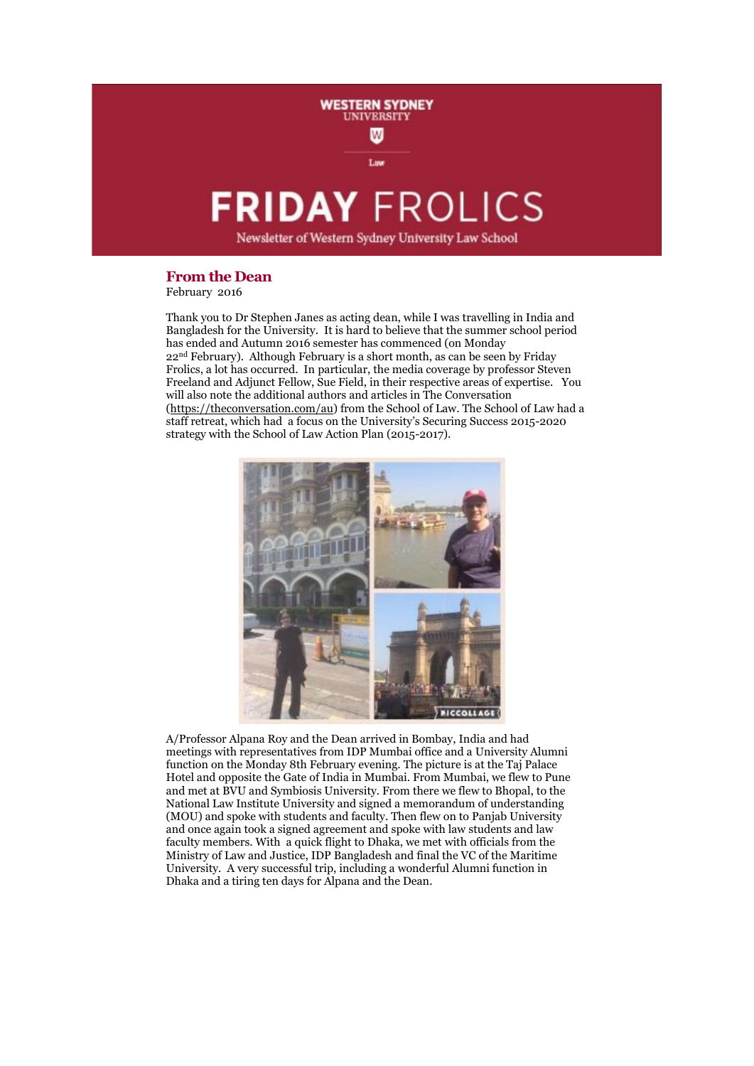# FRIDAY FROLICS

Newsletter of Western Sydney University Law School

## From the Dean

February 2016

Thank you to Dr Stephen Janes as acting dean, while I was travelling in India and Bangladesh for the University. It is hard to believe that the summer school period has ended and Autumn 2016 semester has commenced (on Monday 22nd February). Although February is a short month, as can be seen by Friday Frolics, a lot has occurred. In particular, the media coverage by professor Steven Freeland and Adjunct Fellow, Sue Field, in their respective areas of expertise. You will also note the additional authors and articles in The Conversation (https://theconversation.com/au) from the School of Law. The School of Law had a staff retreat, which had a focus on the University's Securing Success 2015-2020 strategy with the School of Law Action Plan (2015-2017).

A/Professor Alpana Roy and the Dean arrived in Bombay, India and had meetings with representatives from IDP Mumbai office and a University Alumni function on the Monday 8th February evening. The picture is at the Taj Palace Hotel and opposite the Gate of India in Mumbai. From Mumbai, we flew to Pune and met at BVU and Symbiosis University. From there we flew to Bhopal, to the National Law Institute University and signed a memorandum of understanding (MOU) and spoke with students and faculty. Then flew on to Panjab University and once again took a signed agreement and spoke with law students and law faculty members. With a quick flight to Dhaka, we met with officials from the Ministry of Law and Justice, IDP Bangladesh and final the VC of the Maritime University. A very successful trip, including a wonderful Alumni function in Dhaka and a tiring ten days for Alpana and the Dean.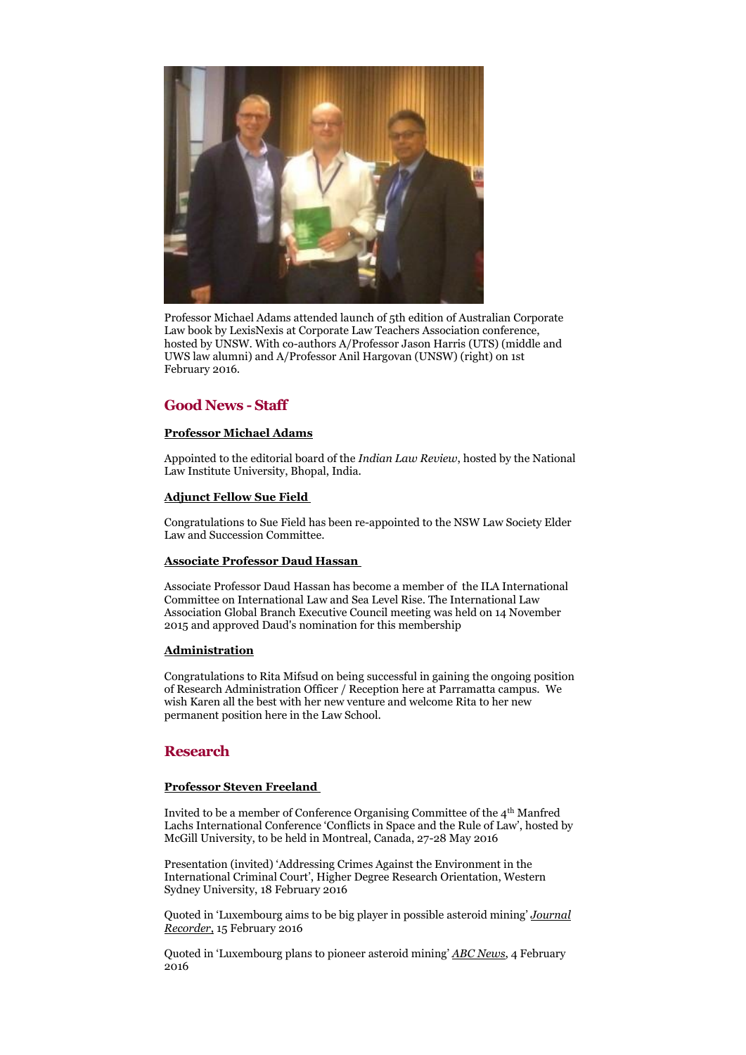Professor Michael Adams attended launch of 5th edition of Australian Corporate Law book by LexisNexis at Corporate Law Teachers Association conference, hosted by UNSW. With co-authors A/Professor Jason Harris (UTS) (middle and UWS law alumni) and A/Professor Anil Hargovan (UNSW) (right) on 1st February 2016.

## Good News - Staff

**Professor Michael Adams**

Appointed to the editorial board of the *Indian Law Review*, hosted by the National Law Institute University, Bhopal, India.

**Adjunct Fellow Sue Field**

Congratulations to Sue Field has been re-appointed to the NSW Law Society Elder Law and Succession Committee.

**Associate Professor Daud Hassan**

Associate Professor Daud Hassan has become a member of the ILA International Committee on International Law and Sea Level Rise. The International Law Association Global Branch Executive Council meeting was held on 14 November 2015 and approved Daud's nomination for this membership

**Administration**

Congratulations to Rita Mifsud on being successful in gaining the ongoing position of Research Administration Officer / Reception here at Parramatta campus. We wish Karen all the best with her new venture and welcome Rita to her new permanent position here in the Law School.

## Research

**Professor Steven Freeland**

Invited to be a member of Conference Organising Committee of the 4th Manfred Lachs International Conference 'Conflicts in Space and the Rule of Law', hosted by McGill University, to be held in Montreal, Canada, 27-28 May 2016

Presentation (invited) 'Addressing Crimes Against the Environment in the International Criminal Court', Higher Degree Research Orientation, Western Sydney University, 18 February 2016

Quoted in 'Luxembourg aims to be big player in possible asteroid mining' *Journal Recorder*, 15 February 2016

Quoted in 'Luxembourg plans to pioneer asteroid mining' *ABC News*, 4 February 2016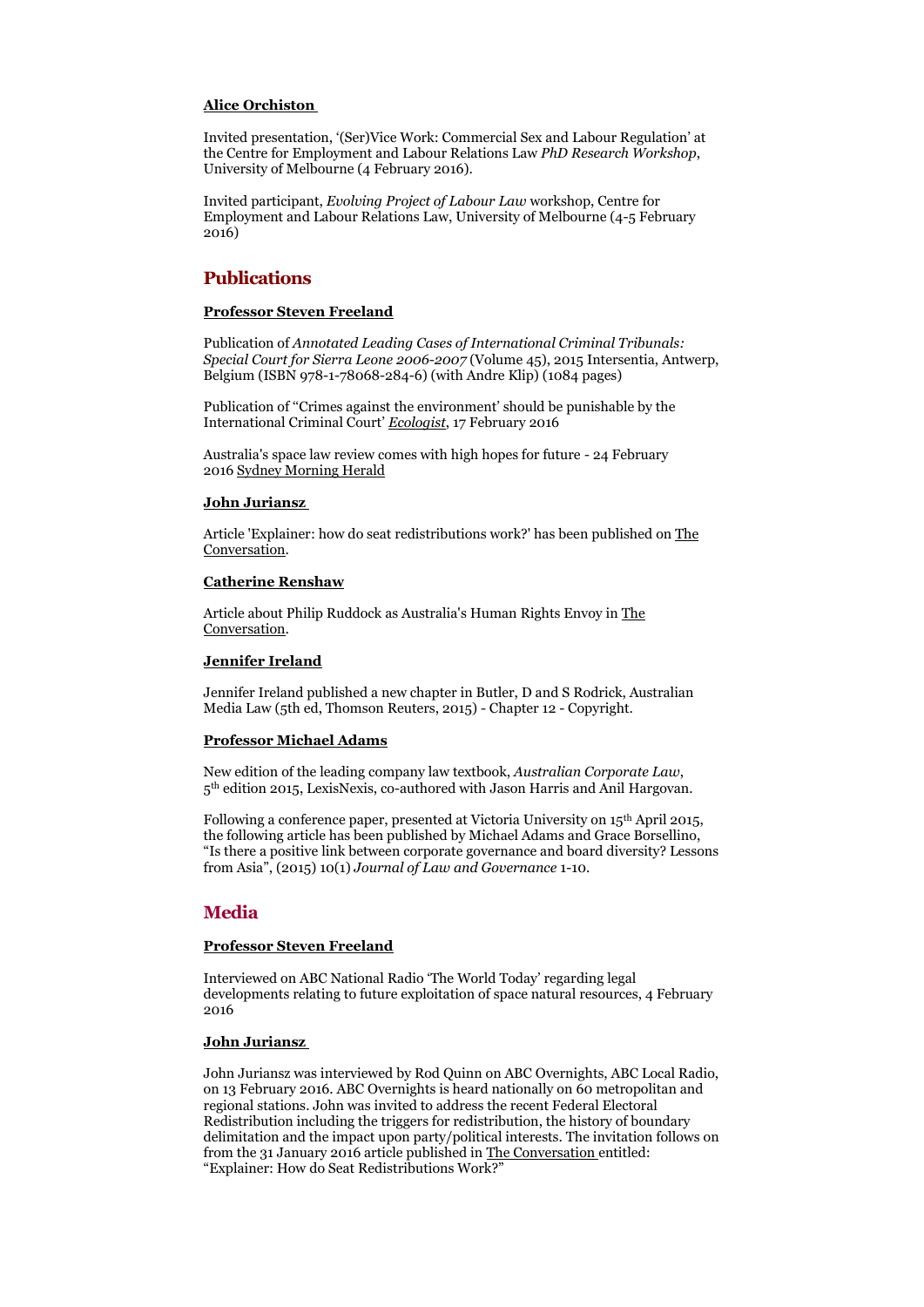**Alice Orchiston**

Invited presentation, '(Ser)Vice Work: Commercial Sex and Labour Regulation' at the Centre for Employment and Labour Relations Law *PhD Research Workshop*, University of Melbourne (4 February 2016).

Invited participant, *Evolving Project of Labour Law* workshop, Centre for Employment and Labour Relations Law, University of Melbourne (4-5 February 2016)

## Publications

**Professor Steven Freeland**

Publication of *Annotated Leading Cases of International Criminal Tribunals: Special Court for Sierra Leone 2006-2007* (Volume 45), 2015 Intersentia, Antwerp, Belgium (ISBN 978-1-78068-284-6) (with Andre Klip) (1084 pages)

Publication of "Crimes against the environment' should be punishable by the International Criminal Court' *Ecologist*, 17 February 2016

Australia's space law review comes with high hopes for future - 24 February 2016 Sydney Morning Herald

**John Juriansz**

Article 'Explainer: how do seat redistributions work?' has been published on The Conversation.

**Catherine Renshaw**

Article about Philip Ruddock as Australia's Human Rights Envoy in The Conversation.

**Jennifer Ireland**

Jennifer Ireland published a new chapter in Butler, D and S Rodrick, Australian Media Law (5th ed, Thomson Reuters, 2015) - Chapter 12 - Copyright.

**Professor Michael Adams**

New edition of the leading company law textbook, *Australian Corporate Law*, 5th edition 2015, LexisNexis, co-authored with Jason Harris and Anil Hargovan.

Following a conference paper, presented at Victoria University on 15th April 2015, the following article has been published by Michael Adams and Grace Borsellino, "Is there a positive link between corporate governance and board diversity? Lessons from Asia", (2015) 10(1) *Journal of Law and Governance* 1-10.

## Media

**Professor Steven Freeland**

Interviewed on ABC National Radio 'The World Today' regarding legal developments relating to future exploitation of space natural resources, 4 February 2016

**John Juriansz**

John Juriansz was interviewed by Rod Quinn on ABC Overnights, ABC Local Radio, on 13 February 2016. ABC Overnights is heard nationally on 60 metropolitan and regional stations. John was invited to address the recent Federal Electoral Redistribution including the triggers for redistribution, the history of boundary delimitation and the impact upon party/political interests. The invitation follows on from the 31 January 2016 article published in The Conversation entitled: "Explainer: How do Seat Redistributions Work?"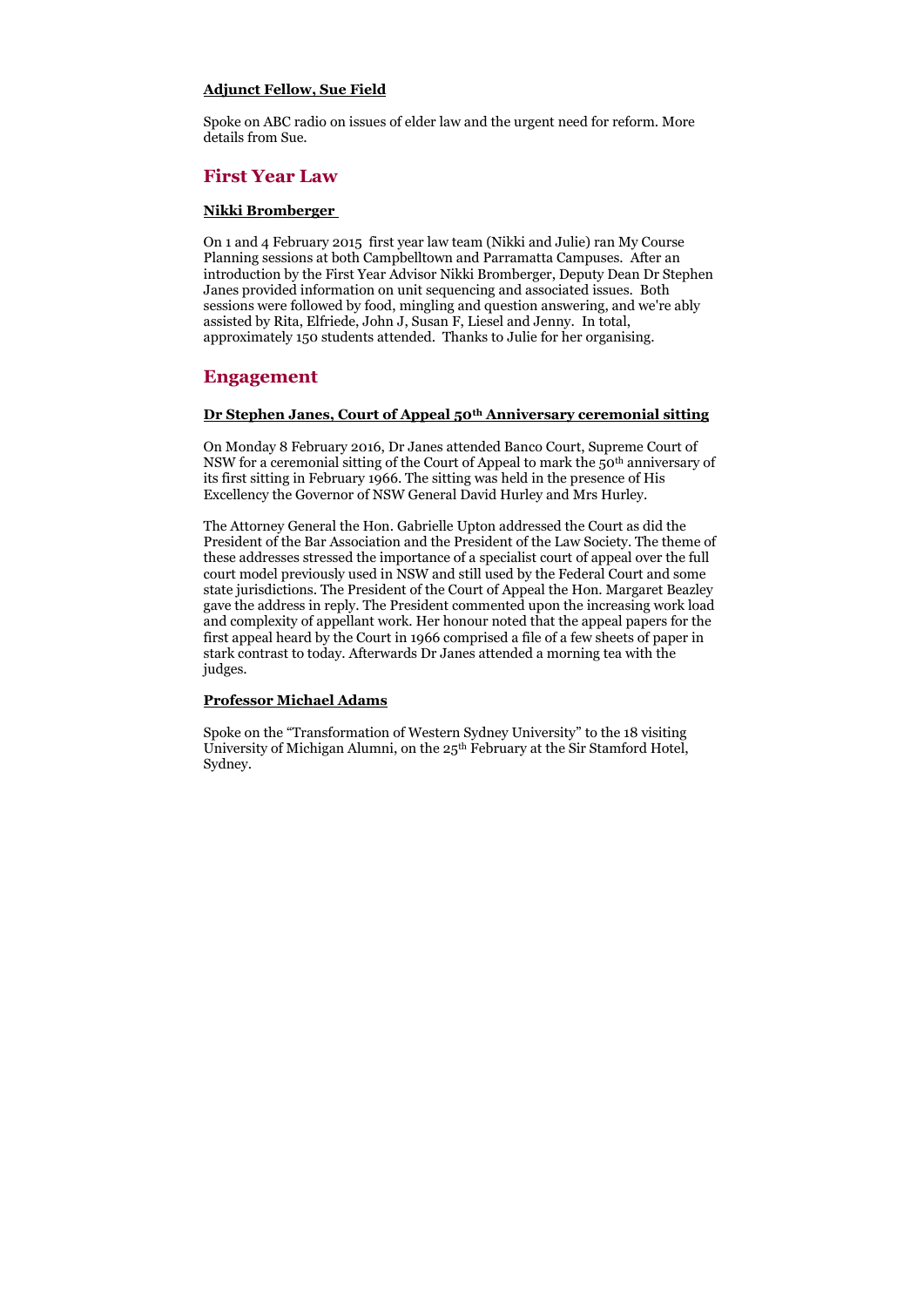**Adjunct Fellow, Sue Field**

Spoke on ABC radio on issues of elder law and the urgent need for reform. More details from Sue.

## First Year Law

**Nikki Bromberger**

On 1 and 4 February 2015 first year law team (Nikki and Julie) ran My Course Planning sessions at both Campbelltown and Parramatta Campuses. After an introduction by the First Year Advisor Nikki Bromberger, Deputy Dean Dr Stephen Janes provided information on unit sequencing and associated issues. Both sessions were followed by food, mingling and question answering, and we're ably assisted by Rita, Elfriede, John J, Susan F, Liesel and Jenny. In total, approximately 150 students attended. Thanks to Julie for her organising.

## Engagement

**Dr Stephen Janes, Court of Appeal 50th Anniversary ceremonial sitting**

On Monday 8 February 2016, Dr Janes attended Banco Court, Supreme Court of NSW for a ceremonial sitting of the Court of Appeal to mark the 50th anniversary of its first sitting in February 1966. The sitting was held in the presence of His Excellency the Governor of NSW General David Hurley and Mrs Hurley.

The Attorney General the Hon. Gabrielle Upton addressed the Court as did the President of the Bar Association and the President of the Law Society. The theme of these addresses stressed the importance of a specialist court of appeal over the full court model previously used in NSW and still used by the Federal Court and some state jurisdictions. The President of the Court of Appeal the Hon. Margaret Beazley gave the address in reply. The President commented upon the increasing work load and complexity of appellant work. Her honour noted that the appeal papers for the first appeal heard by the Court in 1966 comprised a file of a few sheets of paper in stark contrast to today. Afterwards Dr Janes attended a morning tea with the judges.

**Professor Michael Adams**

Spoke on the "Transformation of Western Sydney University" to the 18 visiting University of Michigan Alumni, on the 25th February at the Sir Stamford Hotel, Sydney.